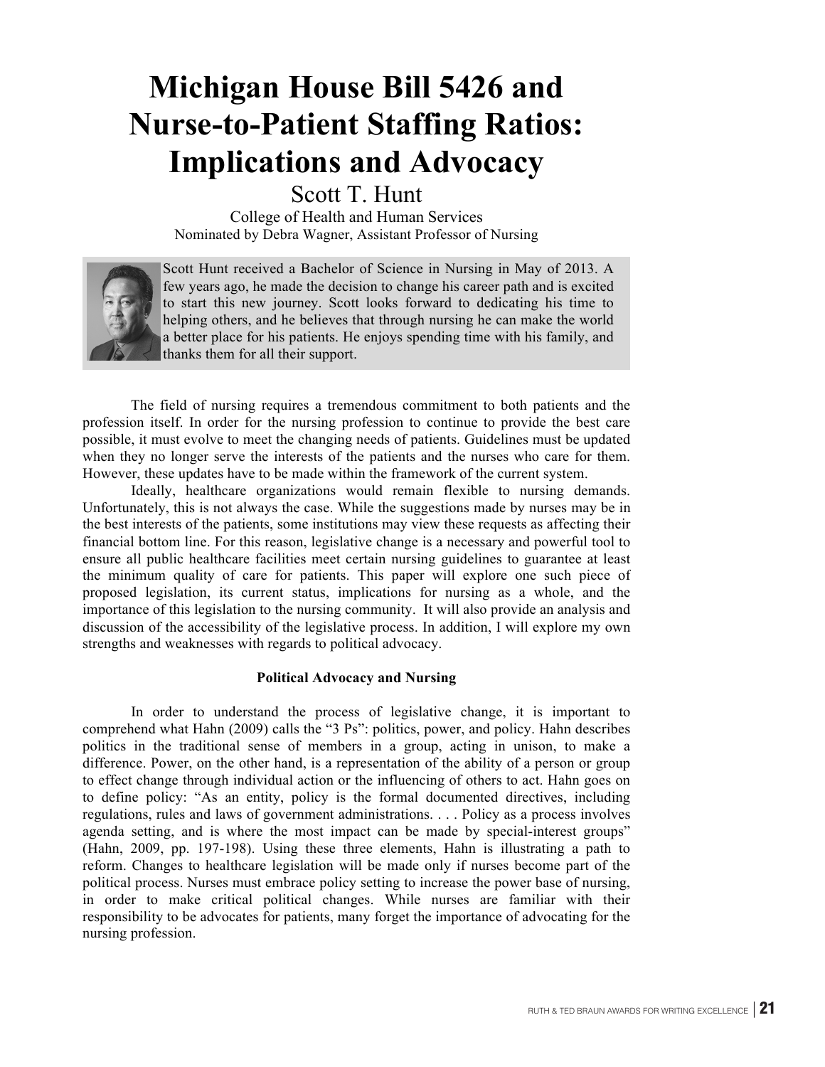# Michigan House Bill 5426 and Nurse-to-Patient Staffing Ratios: Implications and Advocacy

Scott T. Hunt

College of Health and Human Services

Nominated by Debra Wagner, Assistant Professor of Nursing

Scott Hunt received a Bachelor of Science in Nursing in May of 2013. A few years ago, he made the decision to change his career path and is excited to start this new journey. Scott looks forward to dedicating his time to helping others, and he believes that through nursing he can make the world a better place for his patients. He enjoys spending time with his family, and thanks them for all their support.

The field of nursing requires a tremendous commitment to both patients and the profession itself. In order for the nursing profession to continue to provide the best care possible, it must evolve to meet the changing needs of patients. Guidelines must be updated when they no longer serve the interests of the patients and the nurses who care for them. However, these updates have to be made within the framework of the current system.

Ideally, healthcare organizations would remain flexible to nursing demands. Unfortunately, this is not always the case. While the suggestions made by nurses may be in the best interests of the patients, some institutions may view these requests as affecting their financial bottom line. For this reason, legislative change is a necessary and powerful tool to ensure all public healthcare facilities meet certain nursing guidelines to guarantee at least the minimum quality of care for patients. This paper will explore one such piece of proposed legislation, its current status, implications for nursing as a whole, and the importance of this legislation to the nursing community. It will also provide an analysis and discussion of the accessibility of the legislative process. In addition, I will explore my own strengths and weaknesses with regards to political advocacy.

### Political Advocacy and Nursing

In order to understand the process of legislative change, it is important to comprehend what Hahn (2009) calls the "3 Ps": politics, power, and policy. Hahn describes politics in the traditional sense of members in a group, acting in unison, to make a difference. Power, on the other hand, is a representation of the ability of a person or group to effect change through individual action or the influencing of others to act. Hahn goes on to define policy: "As an entity, policy is the formal documented directives, including regulations, rules and laws of government administrations. . . . Policy as a process involves agenda setting, and is where the most impact can be made by special-interest groups" (Hahn, 2009, pp. 197-198). Using these three elements, Hahn is illustrating a path to reform. Changes to healthcare legislation will be made only if nurses become part of the political process. Nurses must embrace policy setting to increase the power base of nursing, in order to make critical political changes. While nurses are familiar with their responsibility to be advocates for patients, many forget the importance of advocating for the nursing profession.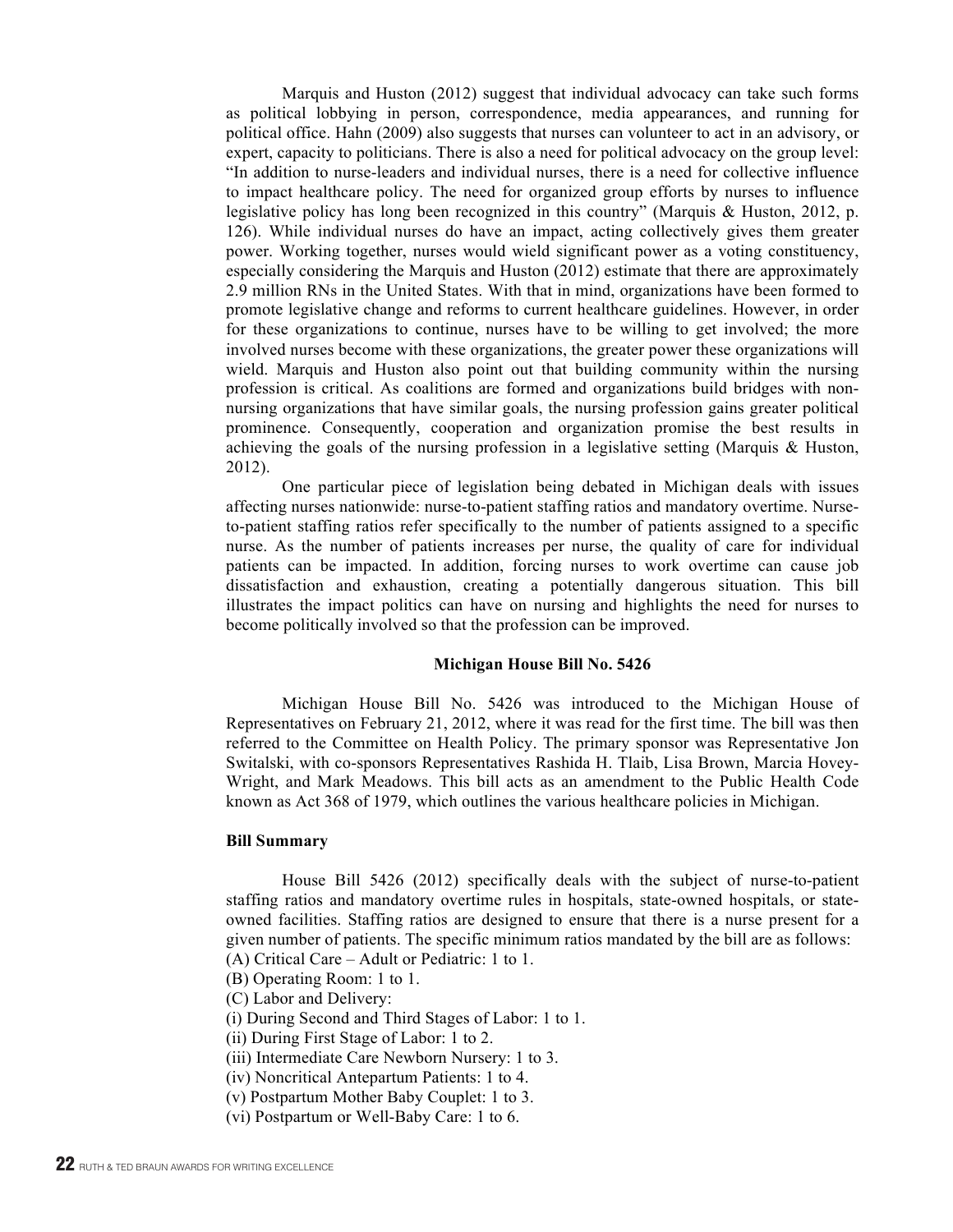Marquis and Huston (2012) suggest that individual advocacy can take such forms as political lobbying in person, correspondence, media appearances, and running for political office. Hahn (2009) also suggests that nurses can volunteer to act in an advisory, or expert, capacity to politicians. There is also a need for political advocacy on the group level: "In addition to nurse-leaders and individual nurses, there is a need for collective influence to impact healthcare policy. The need for organized group efforts by nurses to influence legislative policy has long been recognized in this country" (Marquis & Huston, 2012, p. 126). While individual nurses do have an impact, acting collectively gives them greater power. Working together, nurses would wield significant power as a voting constituency, especially considering the Marquis and Huston (2012) estimate that there are approximately 2.9 million RNs in the United States. With that in mind, organizations have been formed to promote legislative change and reforms to current healthcare guidelines. However, in order for these organizations to continue, nurses have to be willing to get involved; the more involved nurses become with these organizations, the greater power these organizations will wield. Marquis and Huston also point out that building community within the nursing profession is critical. As coalitions are formed and organizations build bridges with non-nursing organizations that have similar goals, the nursing profession gains greater political prominence. Consequently, cooperation and organization promise the best results in achieving the goals of the nursing profession in a legislative setting (Marquis & Huston, 2012).

One particular piece of legislation being debated in Michigan deals with issues affecting nurses nationwide: nurse-to-patient staffing ratios and mandatory overtime. Nurse-to-patient staffing ratios refer specifically to the number of patients assigned to a specific nurse. As the number of patients increases per nurse, the quality of care for individual patients can be impacted. In addition, forcing nurses to work overtime can cause job dissatisfaction and exhaustion, creating a potentially dangerous situation. This bill illustrates the impact politics can have on nursing and highlights the need for nurses to become politically involved so that the profession can be improved.

## Michigan House Bill No. 5426

Michigan House Bill No. 5426 was introduced to the Michigan House of Representatives on February 21, 2012, where it was read for the first time. The bill was then referred to the Committee on Health Policy. The primary sponsor was Representative Jon Switalski, with co-sponsors Representatives Rashida H. Tlaib, Lisa Brown, Marcia Hovey-Wright, and Mark Meadows. This bill acts as an amendment to the Public Health Code known as Act 368 of 1979, which outlines the various healthcare policies in Michigan.

### Bill Summary

House Bill 5426 (2012) specifically deals with the subject of nurse-to-patient staffing ratios and mandatory overtime rules in hospitals, state-owned hospitals, or state-owned facilities. Staffing ratios are designed to ensure that there is a nurse present for a given number of patients. The specific minimum ratios mandated by the bill are as follows:

(A) Critical Care – Adult or Pediatric: 1 to 1.
(B) Operating Room: 1 to 1.
(C) Labor and Delivery:
(i) During Second and Third Stages of Labor: 1 to 1.
(ii) During First Stage of Labor: 1 to 2.
(iii) Intermediate Care Newborn Nursery: 1 to 3.
(iv) Noncritical Antepartum Patients: 1 to 4.
(v) Postpartum Mother Baby Couplet: 1 to 3.
(vi) Postpartum or Well-Baby Care: 1 to 6.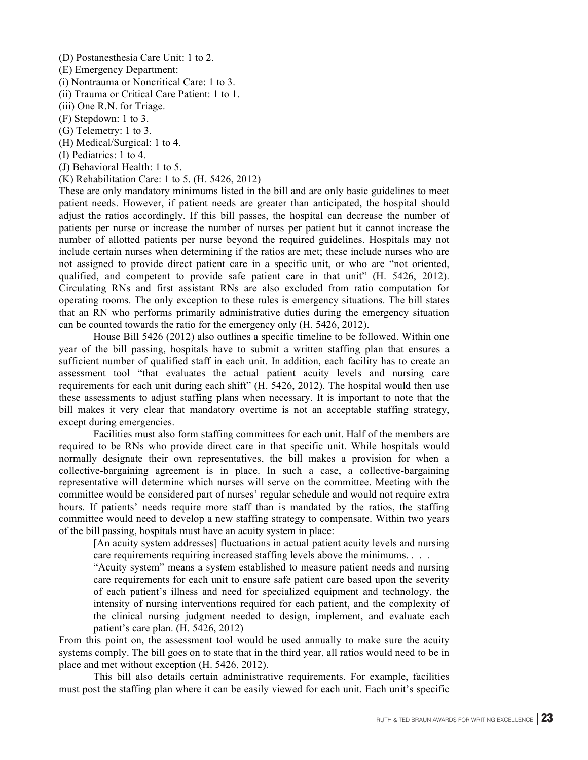(D) Postanesthesia Care Unit: 1 to 2.
(E) Emergency Department:
(i) Nontrauma or Noncritical Care: 1 to 3.
(ii) Trauma or Critical Care Patient: 1 to 1.
(iii) One R.N. for Triage.
(F) Stepdown: 1 to 3.
(G) Telemetry: 1 to 3.
(H) Medical/Surgical: 1 to 4.
(I) Pediatrics: 1 to 4.
(J) Behavioral Health: 1 to 5.
(K) Rehabilitation Care: 1 to 5. (H. 5426, 2012)

These are only mandatory minimums listed in the bill and are only basic guidelines to meet patient needs. However, if patient needs are greater than anticipated, the hospital should adjust the ratios accordingly. If this bill passes, the hospital can decrease the number of patients per nurse or increase the number of nurses per patient but it cannot increase the number of allotted patients per nurse beyond the required guidelines. Hospitals may not include certain nurses when determining if the ratios are met; these include nurses who are not assigned to provide direct patient care in a specific unit, or who are "not oriented, qualified, and competent to provide safe patient care in that unit" (H. 5426, 2012). Circulating RNs and first assistant RNs are also excluded from ratio computation for operating rooms. The only exception to these rules is emergency situations. The bill states that an RN who performs primarily administrative duties during the emergency situation can be counted towards the ratio for the emergency only (H. 5426, 2012).

House Bill 5426 (2012) also outlines a specific timeline to be followed. Within one year of the bill passing, hospitals have to submit a written staffing plan that ensures a sufficient number of qualified staff in each unit. In addition, each facility has to create an assessment tool "that evaluates the actual patient acuity levels and nursing care requirements for each unit during each shift" (H. 5426, 2012). The hospital would then use these assessments to adjust staffing plans when necessary. It is important to note that the bill makes it very clear that mandatory overtime is not an acceptable staffing strategy, except during emergencies.

Facilities must also form staffing committees for each unit. Half of the members are required to be RNs who provide direct care in that specific unit. While hospitals would normally designate their own representatives, the bill makes a provision for when a collective-bargaining agreement is in place. In such a case, a collective-bargaining representative will determine which nurses will serve on the committee. Meeting with the committee would be considered part of nurses' regular schedule and would not require extra hours. If patients' needs require more staff than is mandated by the ratios, the staffing committee would need to develop a new staffing strategy to compensate. Within two years of the bill passing, hospitals must have an acuity system in place:

> [An acuity system addresses] fluctuations in actual patient acuity levels and nursing care requirements requiring increased staffing levels above the minimums. . . .
>
> "Acuity system" means a system established to measure patient needs and nursing care requirements for each unit to ensure safe patient care based upon the severity of each patient's illness and need for specialized equipment and technology, the intensity of nursing interventions required for each patient, and the complexity of the clinical nursing judgment needed to design, implement, and evaluate each patient's care plan. (H. 5426, 2012)

From this point on, the assessment tool would be used annually to make sure the acuity systems comply. The bill goes on to state that in the third year, all ratios would need to be in place and met without exception (H. 5426, 2012).

This bill also details certain administrative requirements. For example, facilities must post the staffing plan where it can be easily viewed for each unit. Each unit's specific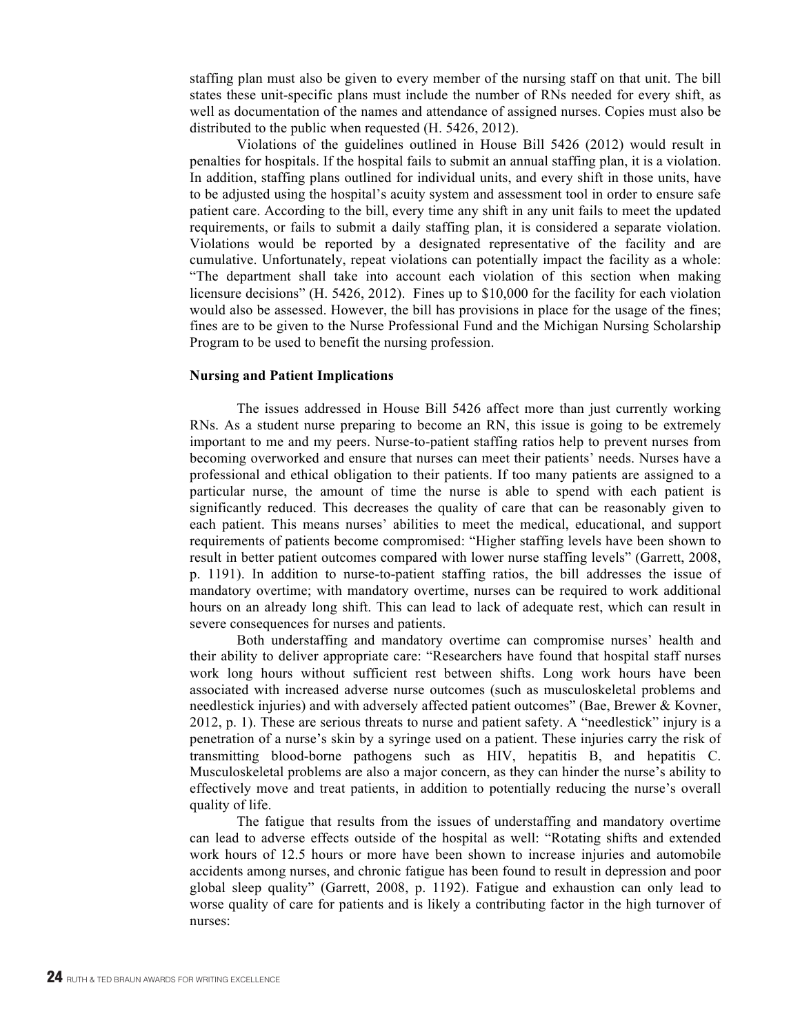staffing plan must also be given to every member of the nursing staff on that unit. The bill states these unit-specific plans must include the number of RNs needed for every shift, as well as documentation of the names and attendance of assigned nurses. Copies must also be distributed to the public when requested (H. 5426, 2012).

Violations of the guidelines outlined in House Bill 5426 (2012) would result in penalties for hospitals. If the hospital fails to submit an annual staffing plan, it is a violation. In addition, staffing plans outlined for individual units, and every shift in those units, have to be adjusted using the hospital's acuity system and assessment tool in order to ensure safe patient care. According to the bill, every time any shift in any unit fails to meet the updated requirements, or fails to submit a daily staffing plan, it is considered a separate violation. Violations would be reported by a designated representative of the facility and are cumulative. Unfortunately, repeat violations can potentially impact the facility as a whole: "The department shall take into account each violation of this section when making licensure decisions" (H. 5426, 2012). Fines up to $10,000 for the facility for each violation would also be assessed. However, the bill has provisions in place for the usage of the fines; fines are to be given to the Nurse Professional Fund and the Michigan Nursing Scholarship Program to be used to benefit the nursing profession.

**Nursing and Patient Implications**

The issues addressed in House Bill 5426 affect more than just currently working RNs. As a student nurse preparing to become an RN, this issue is going to be extremely important to me and my peers. Nurse-to-patient staffing ratios help to prevent nurses from becoming overworked and ensure that nurses can meet their patients' needs. Nurses have a professional and ethical obligation to their patients. If too many patients are assigned to a particular nurse, the amount of time the nurse is able to spend with each patient is significantly reduced. This decreases the quality of care that can be reasonably given to each patient. This means nurses' abilities to meet the medical, educational, and support requirements of patients become compromised: "Higher staffing levels have been shown to result in better patient outcomes compared with lower nurse staffing levels" (Garrett, 2008, p. 1191). In addition to nurse-to-patient staffing ratios, the bill addresses the issue of mandatory overtime; with mandatory overtime, nurses can be required to work additional hours on an already long shift. This can lead to lack of adequate rest, which can result in severe consequences for nurses and patients.

Both understaffing and mandatory overtime can compromise nurses' health and their ability to deliver appropriate care: "Researchers have found that hospital staff nurses work long hours without sufficient rest between shifts. Long work hours have been associated with increased adverse nurse outcomes (such as musculoskeletal problems and needlestick injuries) and with adversely affected patient outcomes" (Bae, Brewer & Kovner, 2012, p. 1). These are serious threats to nurse and patient safety. A "needlestick" injury is a penetration of a nurse's skin by a syringe used on a patient. These injuries carry the risk of transmitting blood-borne pathogens such as HIV, hepatitis B, and hepatitis C. Musculoskeletal problems are also a major concern, as they can hinder the nurse's ability to effectively move and treat patients, in addition to potentially reducing the nurse's overall quality of life.

The fatigue that results from the issues of understaffing and mandatory overtime can lead to adverse effects outside of the hospital as well: "Rotating shifts and extended work hours of 12.5 hours or more have been shown to increase injuries and automobile accidents among nurses, and chronic fatigue has been found to result in depression and poor global sleep quality" (Garrett, 2008, p. 1192). Fatigue and exhaustion can only lead to worse quality of care for patients and is likely a contributing factor in the high turnover of nurses: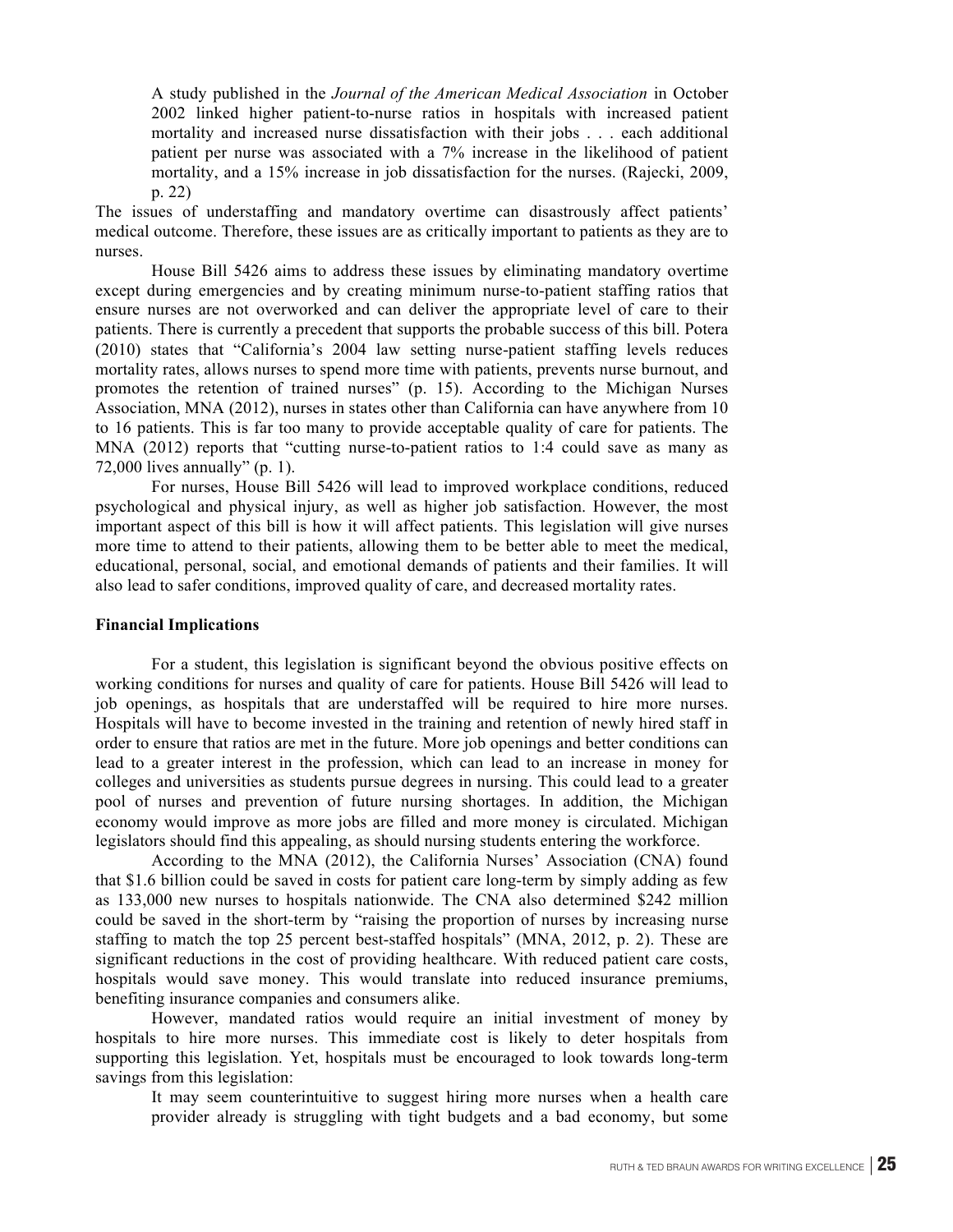> A study published in the *Journal of the American Medical Association* in October 2002 linked higher patient-to-nurse ratios in hospitals with increased patient mortality and increased nurse dissatisfaction with their jobs . . . each additional patient per nurse was associated with a 7% increase in the likelihood of patient mortality, and a 15% increase in job dissatisfaction for the nurses. (Rajecki, 2009, p. 22)

The issues of understaffing and mandatory overtime can disastrously affect patients' medical outcome. Therefore, these issues are as critically important to patients as they are to nurses.

House Bill 5426 aims to address these issues by eliminating mandatory overtime except during emergencies and by creating minimum nurse-to-patient staffing ratios that ensure nurses are not overworked and can deliver the appropriate level of care to their patients. There is currently a precedent that supports the probable success of this bill. Potera (2010) states that "California's 2004 law setting nurse-patient staffing levels reduces mortality rates, allows nurses to spend more time with patients, prevents nurse burnout, and promotes the retention of trained nurses" (p. 15). According to the Michigan Nurses Association, MNA (2012), nurses in states other than California can have anywhere from 10 to 16 patients. This is far too many to provide acceptable quality of care for patients. The MNA (2012) reports that "cutting nurse-to-patient ratios to 1:4 could save as many as 72,000 lives annually" (p. 1).

For nurses, House Bill 5426 will lead to improved workplace conditions, reduced psychological and physical injury, as well as higher job satisfaction. However, the most important aspect of this bill is how it will affect patients. This legislation will give nurses more time to attend to their patients, allowing them to be better able to meet the medical, educational, personal, social, and emotional demands of patients and their families. It will also lead to safer conditions, improved quality of care, and decreased mortality rates.

**Financial Implications**

For a student, this legislation is significant beyond the obvious positive effects on working conditions for nurses and quality of care for patients. House Bill 5426 will lead to job openings, as hospitals that are understaffed will be required to hire more nurses. Hospitals will have to become invested in the training and retention of newly hired staff in order to ensure that ratios are met in the future. More job openings and better conditions can lead to a greater interest in the profession, which can lead to an increase in money for colleges and universities as students pursue degrees in nursing. This could lead to a greater pool of nurses and prevention of future nursing shortages. In addition, the Michigan economy would improve as more jobs are filled and more money is circulated. Michigan legislators should find this appealing, as should nursing students entering the workforce.

According to the MNA (2012), the California Nurses' Association (CNA) found that $1.6 billion could be saved in costs for patient care long-term by simply adding as few as 133,000 new nurses to hospitals nationwide. The CNA also determined $242 million could be saved in the short-term by "raising the proportion of nurses by increasing nurse staffing to match the top 25 percent best-staffed hospitals" (MNA, 2012, p. 2). These are significant reductions in the cost of providing healthcare. With reduced patient care costs, hospitals would save money. This would translate into reduced insurance premiums, benefiting insurance companies and consumers alike.

However, mandated ratios would require an initial investment of money by hospitals to hire more nurses. This immediate cost is likely to deter hospitals from supporting this legislation. Yet, hospitals must be encouraged to look towards long-term savings from this legislation:

> It may seem counterintuitive to suggest hiring more nurses when a health care provider already is struggling with tight budgets and a bad economy, but some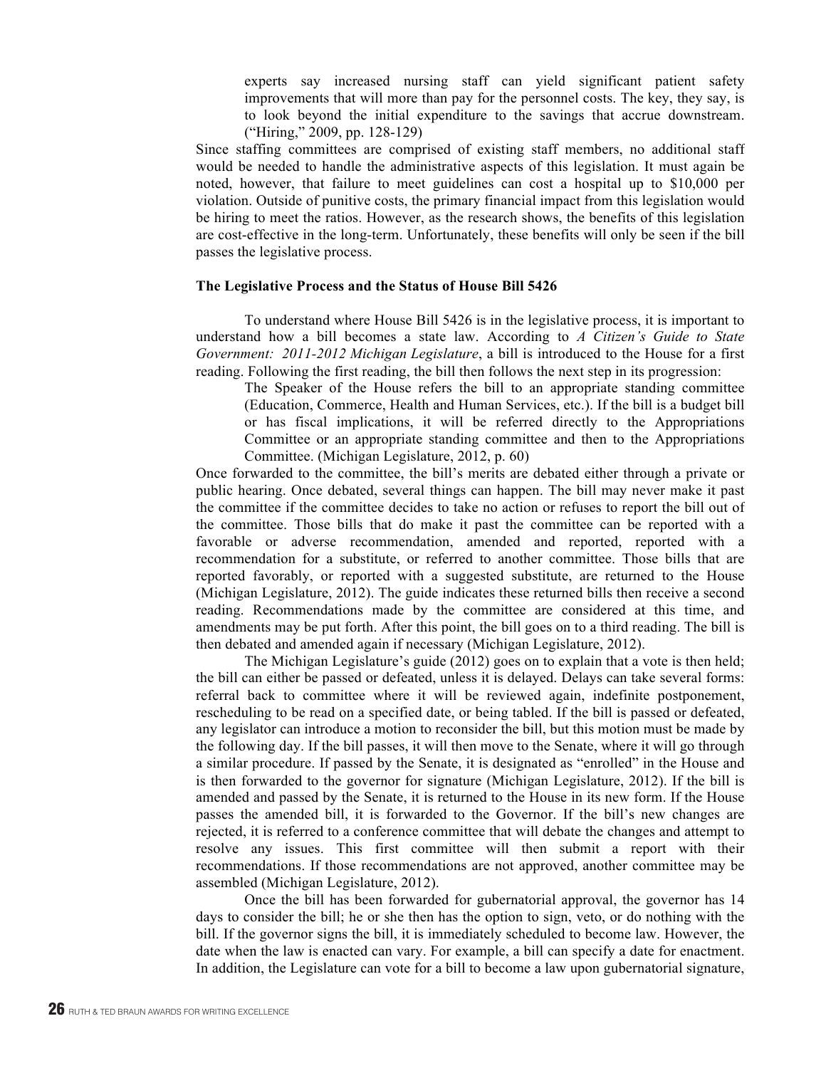> experts say increased nursing staff can yield significant patient safety improvements that will more than pay for the personnel costs. The key, they say, is to look beyond the initial expenditure to the savings that accrue downstream. ("Hiring," 2009, pp. 128-129)

Since staffing committees are comprised of existing staff members, no additional staff would be needed to handle the administrative aspects of this legislation. It must again be noted, however, that failure to meet guidelines can cost a hospital up to $10,000 per violation. Outside of punitive costs, the primary financial impact from this legislation would be hiring to meet the ratios. However, as the research shows, the benefits of this legislation are cost-effective in the long-term. Unfortunately, these benefits will only be seen if the bill passes the legislative process.

### The Legislative Process and the Status of House Bill 5426

To understand where House Bill 5426 is in the legislative process, it is important to understand how a bill becomes a state law. According to *A Citizen's Guide to State Government: 2011-2012 Michigan Legislature*, a bill is introduced to the House for a first reading. Following the first reading, the bill then follows the next step in its progression:

> The Speaker of the House refers the bill to an appropriate standing committee (Education, Commerce, Health and Human Services, etc.). If the bill is a budget bill or has fiscal implications, it will be referred directly to the Appropriations Committee or an appropriate standing committee and then to the Appropriations Committee. (Michigan Legislature, 2012, p. 60)

Once forwarded to the committee, the bill's merits are debated either through a private or public hearing. Once debated, several things can happen. The bill may never make it past the committee if the committee decides to take no action or refuses to report the bill out of the committee. Those bills that do make it past the committee can be reported with a favorable or adverse recommendation, amended and reported, reported with a recommendation for a substitute, or referred to another committee. Those bills that are reported favorably, or reported with a suggested substitute, are returned to the House (Michigan Legislature, 2012). The guide indicates these returned bills then receive a second reading. Recommendations made by the committee are considered at this time, and amendments may be put forth. After this point, the bill goes on to a third reading. The bill is then debated and amended again if necessary (Michigan Legislature, 2012).

The Michigan Legislature's guide (2012) goes on to explain that a vote is then held; the bill can either be passed or defeated, unless it is delayed. Delays can take several forms: referral back to committee where it will be reviewed again, indefinite postponement, rescheduling to be read on a specified date, or being tabled. If the bill is passed or defeated, any legislator can introduce a motion to reconsider the bill, but this motion must be made by the following day. If the bill passes, it will then move to the Senate, where it will go through a similar procedure. If passed by the Senate, it is designated as "enrolled" in the House and is then forwarded to the governor for signature (Michigan Legislature, 2012). If the bill is amended and passed by the Senate, it is returned to the House in its new form. If the House passes the amended bill, it is forwarded to the Governor. If the bill's new changes are rejected, it is referred to a conference committee that will debate the changes and attempt to resolve any issues. This first committee will then submit a report with their recommendations. If those recommendations are not approved, another committee may be assembled (Michigan Legislature, 2012).

Once the bill has been forwarded for gubernatorial approval, the governor has 14 days to consider the bill; he or she then has the option to sign, veto, or do nothing with the bill. If the governor signs the bill, it is immediately scheduled to become law. However, the date when the law is enacted can vary. For example, a bill can specify a date for enactment. In addition, the Legislature can vote for a bill to become a law upon gubernatorial signature,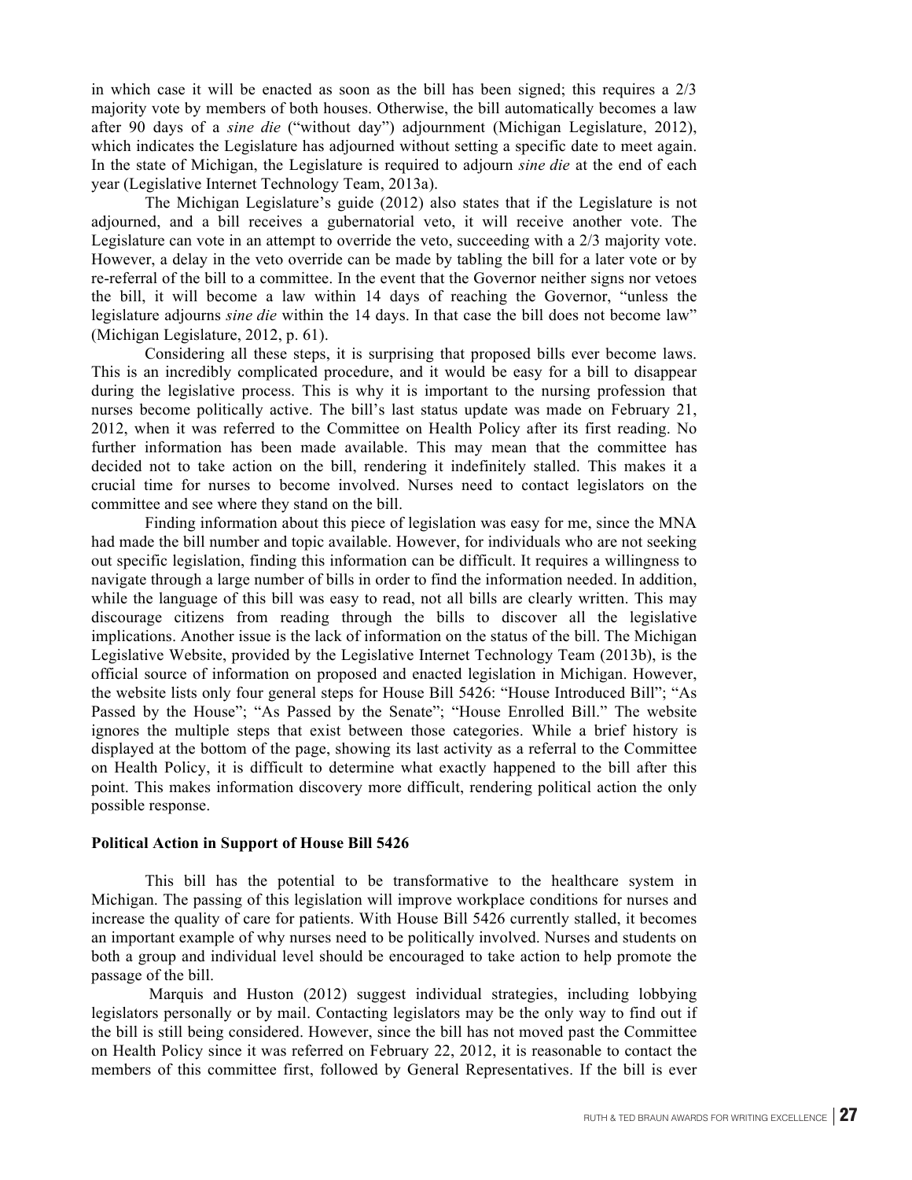in which case it will be enacted as soon as the bill has been signed; this requires a 2/3 majority vote by members of both houses. Otherwise, the bill automatically becomes a law after 90 days of a *sine die* ("without day") adjournment (Michigan Legislature, 2012), which indicates the Legislature has adjourned without setting a specific date to meet again. In the state of Michigan, the Legislature is required to adjourn *sine die* at the end of each year (Legislative Internet Technology Team, 2013a).

The Michigan Legislature's guide (2012) also states that if the Legislature is not adjourned, and a bill receives a gubernatorial veto, it will receive another vote. The Legislature can vote in an attempt to override the veto, succeeding with a 2/3 majority vote. However, a delay in the veto override can be made by tabling the bill for a later vote or by re-referral of the bill to a committee. In the event that the Governor neither signs nor vetoes the bill, it will become a law within 14 days of reaching the Governor, "unless the legislature adjourns *sine die* within the 14 days. In that case the bill does not become law" (Michigan Legislature, 2012, p. 61).

Considering all these steps, it is surprising that proposed bills ever become laws. This is an incredibly complicated procedure, and it would be easy for a bill to disappear during the legislative process. This is why it is important to the nursing profession that nurses become politically active. The bill's last status update was made on February 21, 2012, when it was referred to the Committee on Health Policy after its first reading. No further information has been made available. This may mean that the committee has decided not to take action on the bill, rendering it indefinitely stalled. This makes it a crucial time for nurses to become involved. Nurses need to contact legislators on the committee and see where they stand on the bill.

Finding information about this piece of legislation was easy for me, since the MNA had made the bill number and topic available. However, for individuals who are not seeking out specific legislation, finding this information can be difficult. It requires a willingness to navigate through a large number of bills in order to find the information needed. In addition, while the language of this bill was easy to read, not all bills are clearly written. This may discourage citizens from reading through the bills to discover all the legislative implications. Another issue is the lack of information on the status of the bill. The Michigan Legislative Website, provided by the Legislative Internet Technology Team (2013b), is the official source of information on proposed and enacted legislation in Michigan. However, the website lists only four general steps for House Bill 5426: "House Introduced Bill"; "As Passed by the House"; "As Passed by the Senate"; "House Enrolled Bill." The website ignores the multiple steps that exist between those categories. While a brief history is displayed at the bottom of the page, showing its last activity as a referral to the Committee on Health Policy, it is difficult to determine what exactly happened to the bill after this point. This makes information discovery more difficult, rendering political action the only possible response.

**Political Action in Support of House Bill 5426**

This bill has the potential to be transformative to the healthcare system in Michigan. The passing of this legislation will improve workplace conditions for nurses and increase the quality of care for patients. With House Bill 5426 currently stalled, it becomes an important example of why nurses need to be politically involved. Nurses and students on both a group and individual level should be encouraged to take action to help promote the passage of the bill.

Marquis and Huston (2012) suggest individual strategies, including lobbying legislators personally or by mail. Contacting legislators may be the only way to find out if the bill is still being considered. However, since the bill has not moved past the Committee on Health Policy since it was referred on February 22, 2012, it is reasonable to contact the members of this committee first, followed by General Representatives. If the bill is ever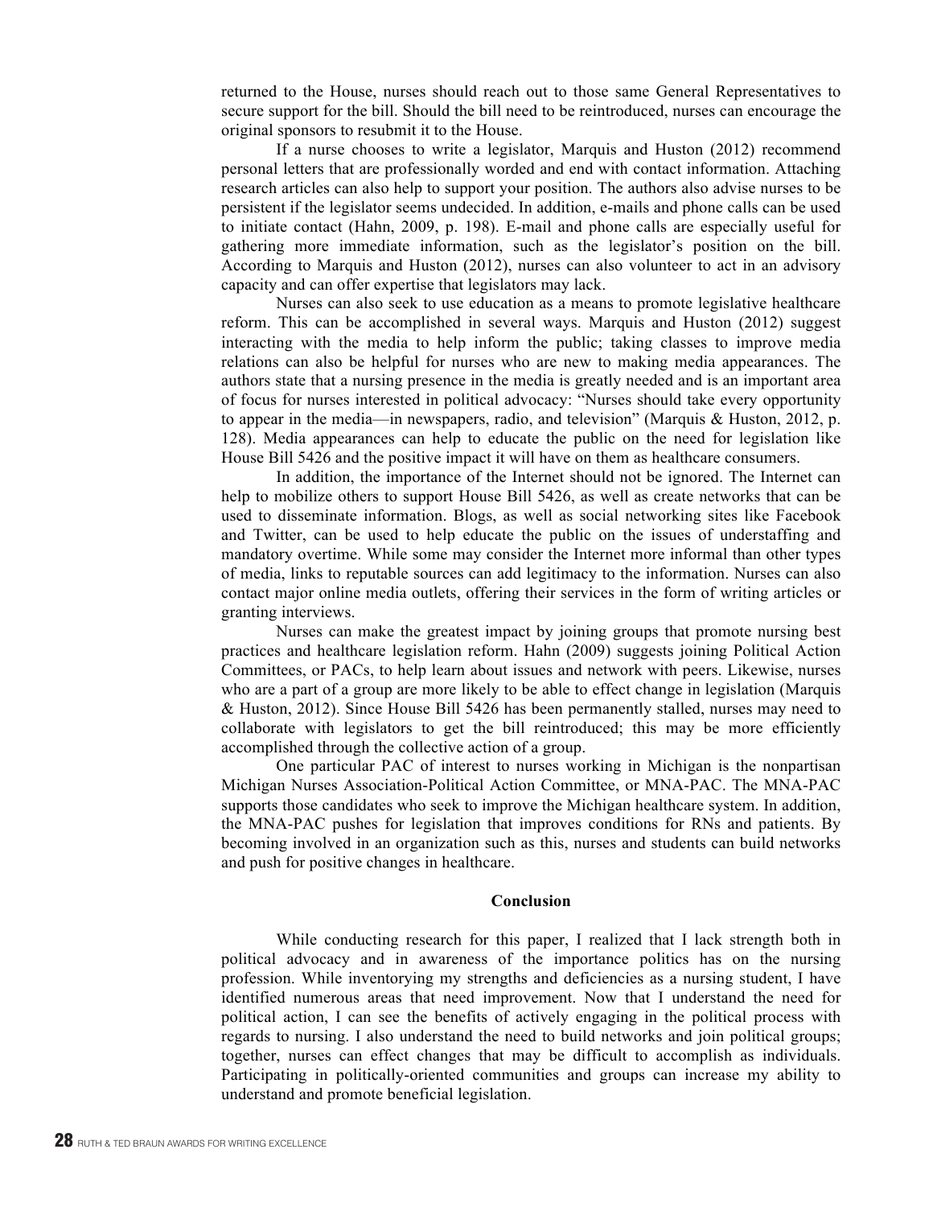returned to the House, nurses should reach out to those same General Representatives to secure support for the bill. Should the bill need to be reintroduced, nurses can encourage the original sponsors to resubmit it to the House.

If a nurse chooses to write a legislator, Marquis and Huston (2012) recommend personal letters that are professionally worded and end with contact information. Attaching research articles can also help to support your position. The authors also advise nurses to be persistent if the legislator seems undecided. In addition, e-mails and phone calls can be used to initiate contact (Hahn, 2009, p. 198). E-mail and phone calls are especially useful for gathering more immediate information, such as the legislator's position on the bill. According to Marquis and Huston (2012), nurses can also volunteer to act in an advisory capacity and can offer expertise that legislators may lack.

Nurses can also seek to use education as a means to promote legislative healthcare reform. This can be accomplished in several ways. Marquis and Huston (2012) suggest interacting with the media to help inform the public; taking classes to improve media relations can also be helpful for nurses who are new to making media appearances. The authors state that a nursing presence in the media is greatly needed and is an important area of focus for nurses interested in political advocacy: "Nurses should take every opportunity to appear in the media—in newspapers, radio, and television" (Marquis & Huston, 2012, p. 128). Media appearances can help to educate the public on the need for legislation like House Bill 5426 and the positive impact it will have on them as healthcare consumers.

In addition, the importance of the Internet should not be ignored. The Internet can help to mobilize others to support House Bill 5426, as well as create networks that can be used to disseminate information. Blogs, as well as social networking sites like Facebook and Twitter, can be used to help educate the public on the issues of understaffing and mandatory overtime. While some may consider the Internet more informal than other types of media, links to reputable sources can add legitimacy to the information. Nurses can also contact major online media outlets, offering their services in the form of writing articles or granting interviews.

Nurses can make the greatest impact by joining groups that promote nursing best practices and healthcare legislation reform. Hahn (2009) suggests joining Political Action Committees, or PACs, to help learn about issues and network with peers. Likewise, nurses who are a part of a group are more likely to be able to effect change in legislation (Marquis & Huston, 2012). Since House Bill 5426 has been permanently stalled, nurses may need to collaborate with legislators to get the bill reintroduced; this may be more efficiently accomplished through the collective action of a group.

One particular PAC of interest to nurses working in Michigan is the nonpartisan Michigan Nurses Association-Political Action Committee, or MNA-PAC. The MNA-PAC supports those candidates who seek to improve the Michigan healthcare system. In addition, the MNA-PAC pushes for legislation that improves conditions for RNs and patients. By becoming involved in an organization such as this, nurses and students can build networks and push for positive changes in healthcare.

## Conclusion

While conducting research for this paper, I realized that I lack strength both in political advocacy and in awareness of the importance politics has on the nursing profession. While inventorying my strengths and deficiencies as a nursing student, I have identified numerous areas that need improvement. Now that I understand the need for political action, I can see the benefits of actively engaging in the political process with regards to nursing. I also understand the need to build networks and join political groups; together, nurses can effect changes that may be difficult to accomplish as individuals. Participating in politically-oriented communities and groups can increase my ability to understand and promote beneficial legislation.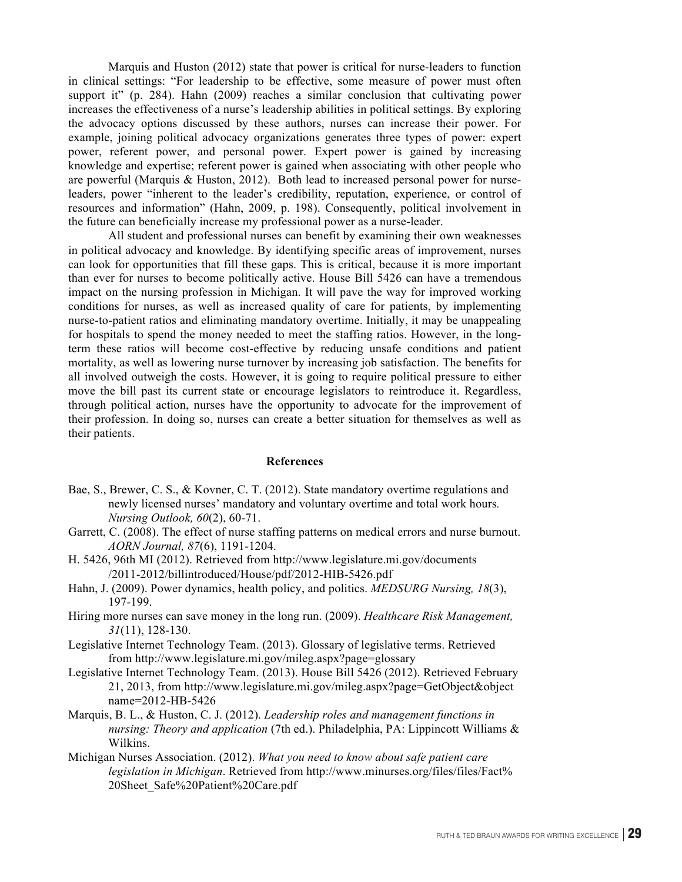Marquis and Huston (2012) state that power is critical for nurse-leaders to function in clinical settings: "For leadership to be effective, some measure of power must often support it" (p. 284). Hahn (2009) reaches a similar conclusion that cultivating power increases the effectiveness of a nurse's leadership abilities in political settings. By exploring the advocacy options discussed by these authors, nurses can increase their power. For example, joining political advocacy organizations generates three types of power: expert power, referent power, and personal power. Expert power is gained by increasing knowledge and expertise; referent power is gained when associating with other people who are powerful (Marquis & Huston, 2012). Both lead to increased personal power for nurse-leaders, power "inherent to the leader's credibility, reputation, experience, or control of resources and information" (Hahn, 2009, p. 198). Consequently, political involvement in the future can beneficially increase my professional power as a nurse-leader.

All student and professional nurses can benefit by examining their own weaknesses in political advocacy and knowledge. By identifying specific areas of improvement, nurses can look for opportunities that fill these gaps. This is critical, because it is more important than ever for nurses to become politically active. House Bill 5426 can have a tremendous impact on the nursing profession in Michigan. It will pave the way for improved working conditions for nurses, as well as increased quality of care for patients, by implementing nurse-to-patient ratios and eliminating mandatory overtime. Initially, it may be unappealing for hospitals to spend the money needed to meet the staffing ratios. However, in the long-term these ratios will become cost-effective by reducing unsafe conditions and patient mortality, as well as lowering nurse turnover by increasing job satisfaction. The benefits for all involved outweigh the costs. However, it is going to require political pressure to either move the bill past its current state or encourage legislators to reintroduce it. Regardless, through political action, nurses have the opportunity to advocate for the improvement of their profession. In doing so, nurses can create a better situation for themselves as well as their patients.

## References

Bae, S., Brewer, C. S., & Kovner, C. T. (2012). State mandatory overtime regulations and newly licensed nurses' mandatory and voluntary overtime and total work hours. *Nursing Outlook, 60*(2), 60-71.

Garrett, C. (2008). The effect of nurse staffing patterns on medical errors and nurse burnout. *AORN Journal, 87*(6), 1191-1204.

H. 5426, 96th MI (2012). Retrieved from http://www.legislature.mi.gov/documents/2011-2012/billintroduced/House/pdf/2012-HIB-5426.pdf

Hahn, J. (2009). Power dynamics, health policy, and politics. *MEDSURG Nursing, 18*(3), 197-199.

Hiring more nurses can save money in the long run. (2009). *Healthcare Risk Management, 31*(11), 128-130.

Legislative Internet Technology Team. (2013). Glossary of legislative terms. Retrieved from http://www.legislature.mi.gov/mileg.aspx?page=glossary

Legislative Internet Technology Team. (2013). House Bill 5426 (2012). Retrieved February 21, 2013, from http://www.legislature.mi.gov/mileg.aspx?page=GetObject&objectname=2012-HB-5426

Marquis, B. L., & Huston, C. J. (2012). *Leadership roles and management functions in nursing: Theory and application* (7th ed.). Philadelphia, PA: Lippincott Williams & Wilkins.

Michigan Nurses Association. (2012). *What you need to know about safe patient care legislation in Michigan*. Retrieved from http://www.minurses.org/files/files/Fact%20Sheet_Safe%20Patient%20Care.pdf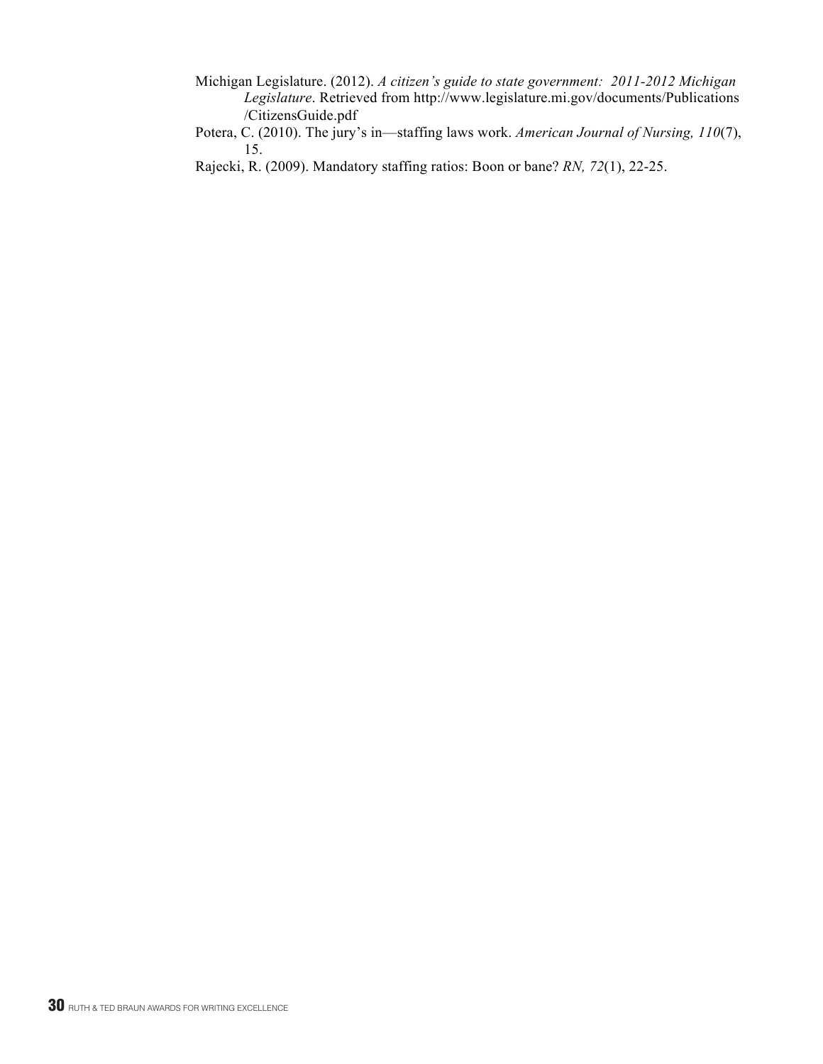Michigan Legislature. (2012). *A citizen's guide to state government: 2011-2012 Michigan Legislature*. Retrieved from http://www.legislature.mi.gov/documents/Publications/CitizensGuide.pdf

Potera, C. (2010). The jury's in—staffing laws work. *American Journal of Nursing, 110*(7), 15.

Rajecki, R. (2009). Mandatory staffing ratios: Boon or bane? *RN, 72*(1), 22-25.